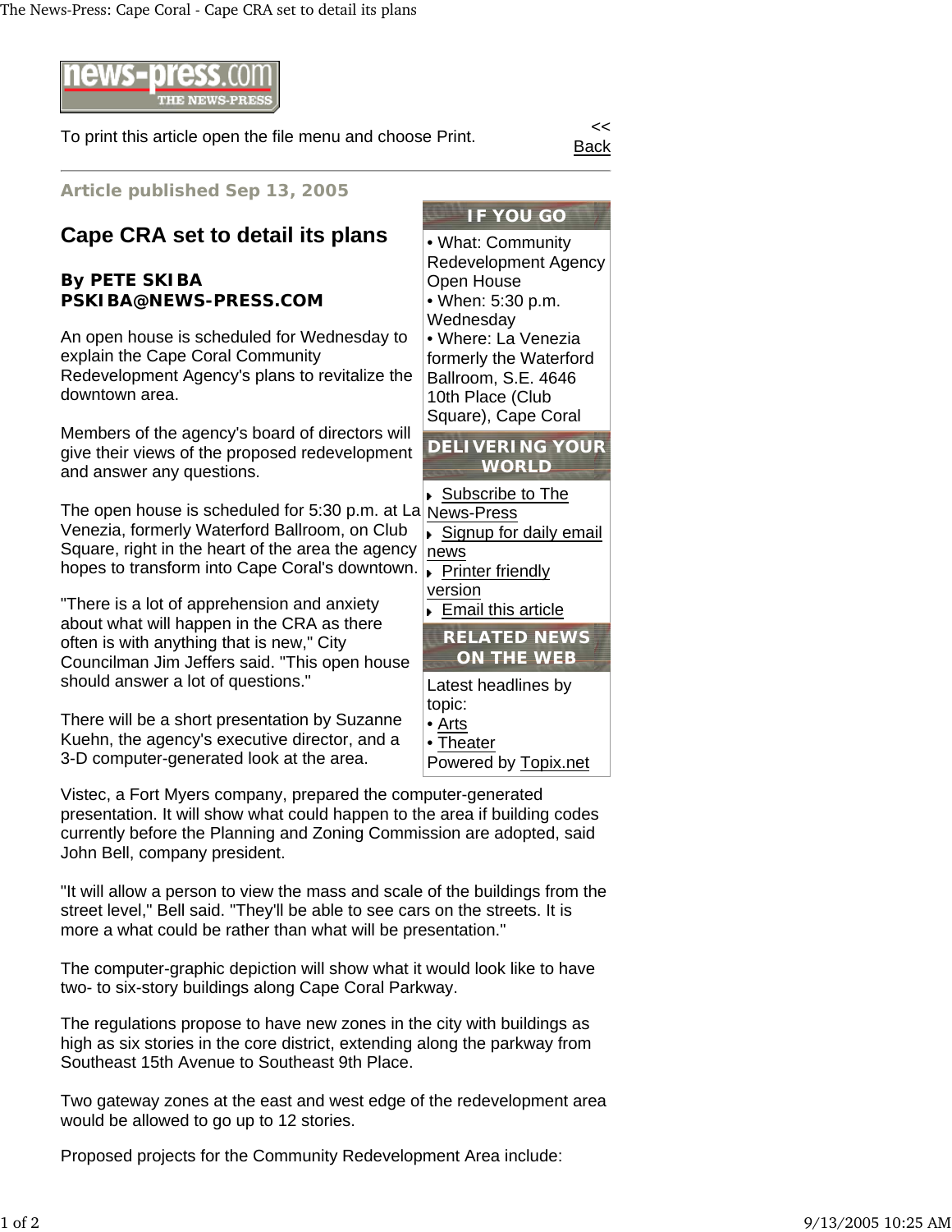news-press.com THE NEWS-PRESS

To print this article open the file menu and choose Print.

<< Back

**Article published Sep 13, 2005**

# Cape CRA set to detail its plans

**By PETE SKIBA**
**PSKIBA@NEWS-PRESS.COM**

An open house is scheduled for Wednesday to explain the Cape Coral Community Redevelopment Agency's plans to revitalize the downtown area.

Members of the agency's board of directors will give their views of the proposed redevelopment and answer any questions.

The open house is scheduled for 5:30 p.m. at La Venezia, formerly Waterford Ballroom, on Club Square, right in the heart of the area the agency hopes to transform into Cape Coral's downtown.

"There is a lot of apprehension and anxiety about what will happen in the CRA as there often is with anything that is new," City Councilman Jim Jeffers said. "This open house should answer a lot of questions."

There will be a short presentation by Suzanne Kuehn, the agency's executive director, and a 3-D computer-generated look at the area.

Vistec, a Fort Myers company, prepared the computer-generated presentation. It will show what could happen to the area if building codes currently before the Planning and Zoning Commission are adopted, said John Bell, company president.

"It will allow a person to view the mass and scale of the buildings from the street level," Bell said. "They'll be able to see cars on the streets. It is more a what could be rather than what will be presentation."

The computer-graphic depiction will show what it would look like to have two- to six-story buildings along Cape Coral Parkway.

The regulations propose to have new zones in the city with buildings as high as six stories in the core district, extending along the parkway from Southeast 15th Avenue to Southeast 9th Place.

Two gateway zones at the east and west edge of the redevelopment area would be allowed to go up to 12 stories.

Proposed projects for the Community Redevelopment Area include:

**IF YOU GO**

- What: Community Redevelopment Agency Open House
- When: 5:30 p.m. Wednesday
- Where: La Venezia formerly the Waterford Ballroom, S.E. 4646 10th Place (Club Square), Cape Coral

**DELIVERING YOUR WORLD**

- Subscribe to The News-Press
- Signup for daily email news
- Printer friendly version
- Email this article

**RELATED NEWS ON THE WEB**

Latest headlines by topic:
- Arts
- Theater

Powered by Topix.net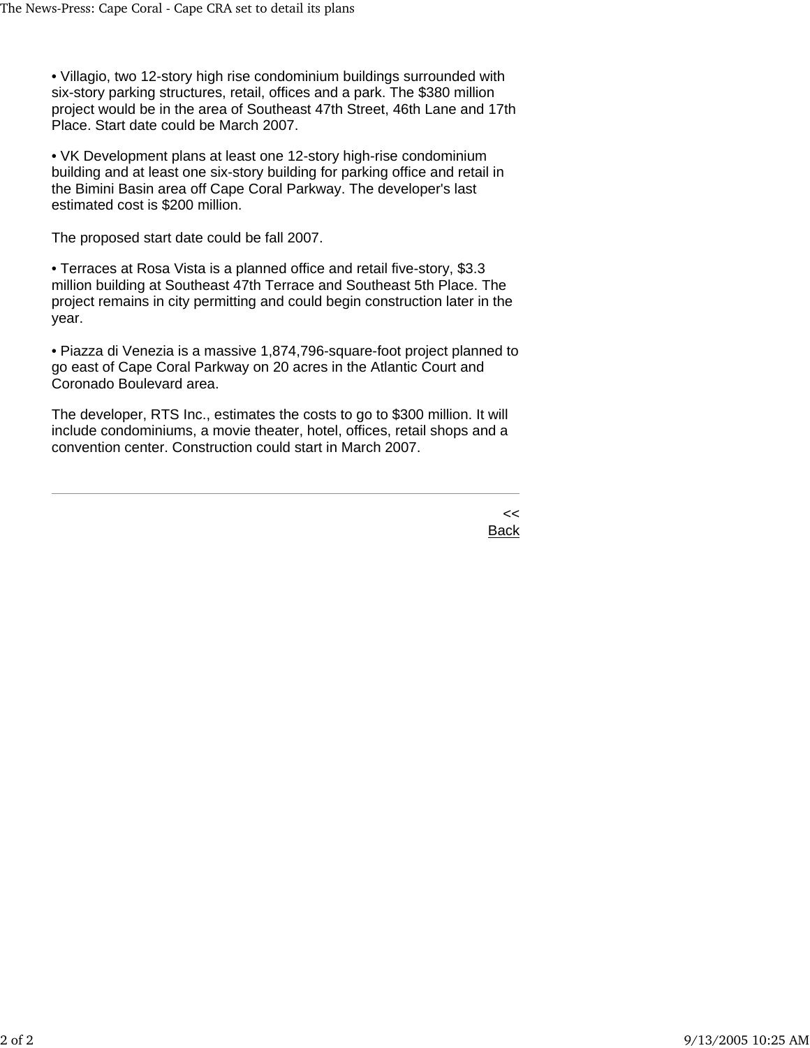• Villagio, two 12-story high rise condominium buildings surrounded with six-story parking structures, retail, offices and a park. The $380 million project would be in the area of Southeast 47th Street, 46th Lane and 17th Place. Start date could be March 2007.

• VK Development plans at least one 12-story high-rise condominium building and at least one six-story building for parking office and retail in the Bimini Basin area off Cape Coral Parkway. The developer's last estimated cost is $200 million.

The proposed start date could be fall 2007.

• Terraces at Rosa Vista is a planned office and retail five-story, $3.3 million building at Southeast 47th Terrace and Southeast 5th Place. The project remains in city permitting and could begin construction later in the year.

• Piazza di Venezia is a massive 1,874,796-square-foot project planned to go east of Cape Coral Parkway on 20 acres in the Atlantic Court and Coronado Boulevard area.

The developer, RTS Inc., estimates the costs to go to $300 million. It will include condominiums, a movie theater, hotel, offices, retail shops and a convention center. Construction could start in March 2007.

---

<< Back